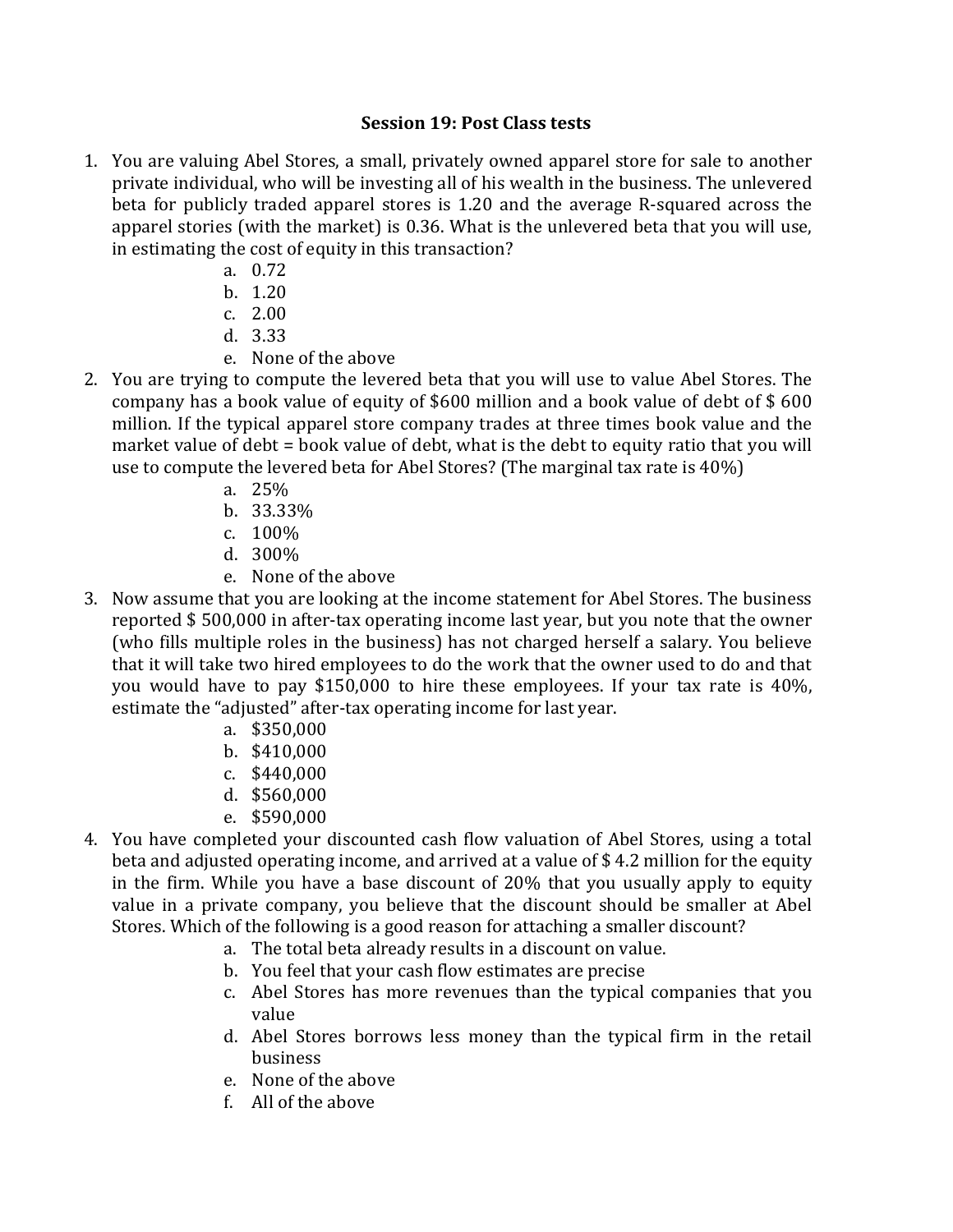## Session 19: Post Class tests

1. You are valuing Abel Stores, a small, privately owned apparel store for sale to another private individual, who will be investing all of his wealth in the business. The unlevered beta for publicly traded apparel stores is 1.20 and the average R-squared across the apparel stories (with the market) is 0.36. What is the unlevered beta that you will use, in estimating the cost of equity in this transaction?
   a. 0.72
   b. 1.20
   c. 2.00
   d. 3.33
   e. None of the above
2. You are trying to compute the levered beta that you will use to value Abel Stores. The company has a book value of equity of $600 million and a book value of debt of $ 600 million. If the typical apparel store company trades at three times book value and the market value of debt = book value of debt, what is the debt to equity ratio that you will use to compute the levered beta for Abel Stores? (The marginal tax rate is 40%)
   a. 25%
   b. 33.33%
   c. 100%
   d. 300%
   e. None of the above
3. Now assume that you are looking at the income statement for Abel Stores. The business reported $ 500,000 in after-tax operating income last year, but you note that the owner (who fills multiple roles in the business) has not charged herself a salary. You believe that it will take two hired employees to do the work that the owner used to do and that you would have to pay $150,000 to hire these employees. If your tax rate is 40%, estimate the "adjusted" after-tax operating income for last year.
   a. $350,000
   b. $410,000
   c. $440,000
   d. $560,000
   e. $590,000
4. You have completed your discounted cash flow valuation of Abel Stores, using a total beta and adjusted operating income, and arrived at a value of $ 4.2 million for the equity in the firm. While you have a base discount of 20% that you usually apply to equity value in a private company, you believe that the discount should be smaller at Abel Stores. Which of the following is a good reason for attaching a smaller discount?
   a. The total beta already results in a discount on value.
   b. You feel that your cash flow estimates are precise
   c. Abel Stores has more revenues than the typical companies that you value
   d. Abel Stores borrows less money than the typical firm in the retail business
   e. None of the above
   f. All of the above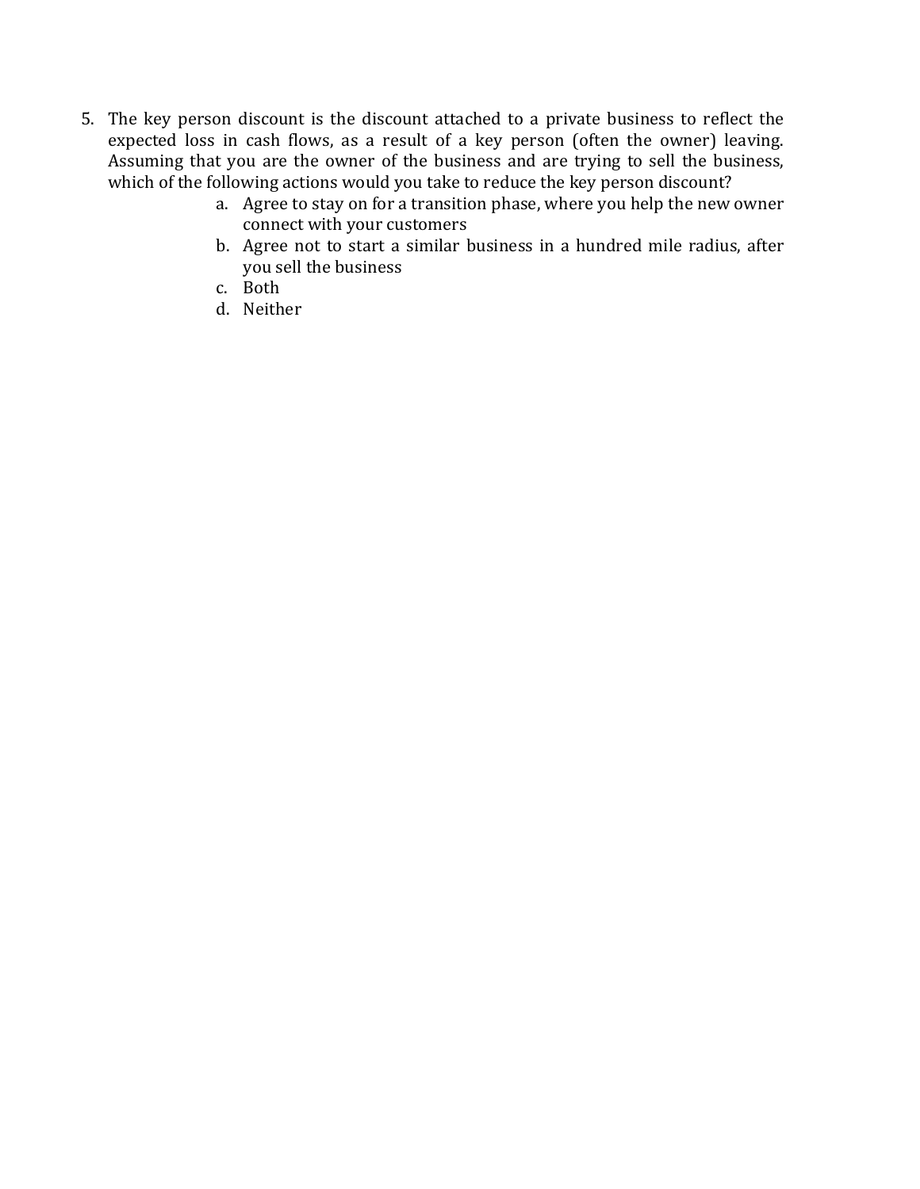5. The key person discount is the discount attached to a private business to reflect the expected loss in cash flows, as a result of a key person (often the owner) leaving. Assuming that you are the owner of the business and are trying to sell the business, which of the following actions would you take to reduce the key person discount?
   a. Agree to stay on for a transition phase, where you help the new owner connect with your customers
   b. Agree not to start a similar business in a hundred mile radius, after you sell the business
   c. Both
   d. Neither